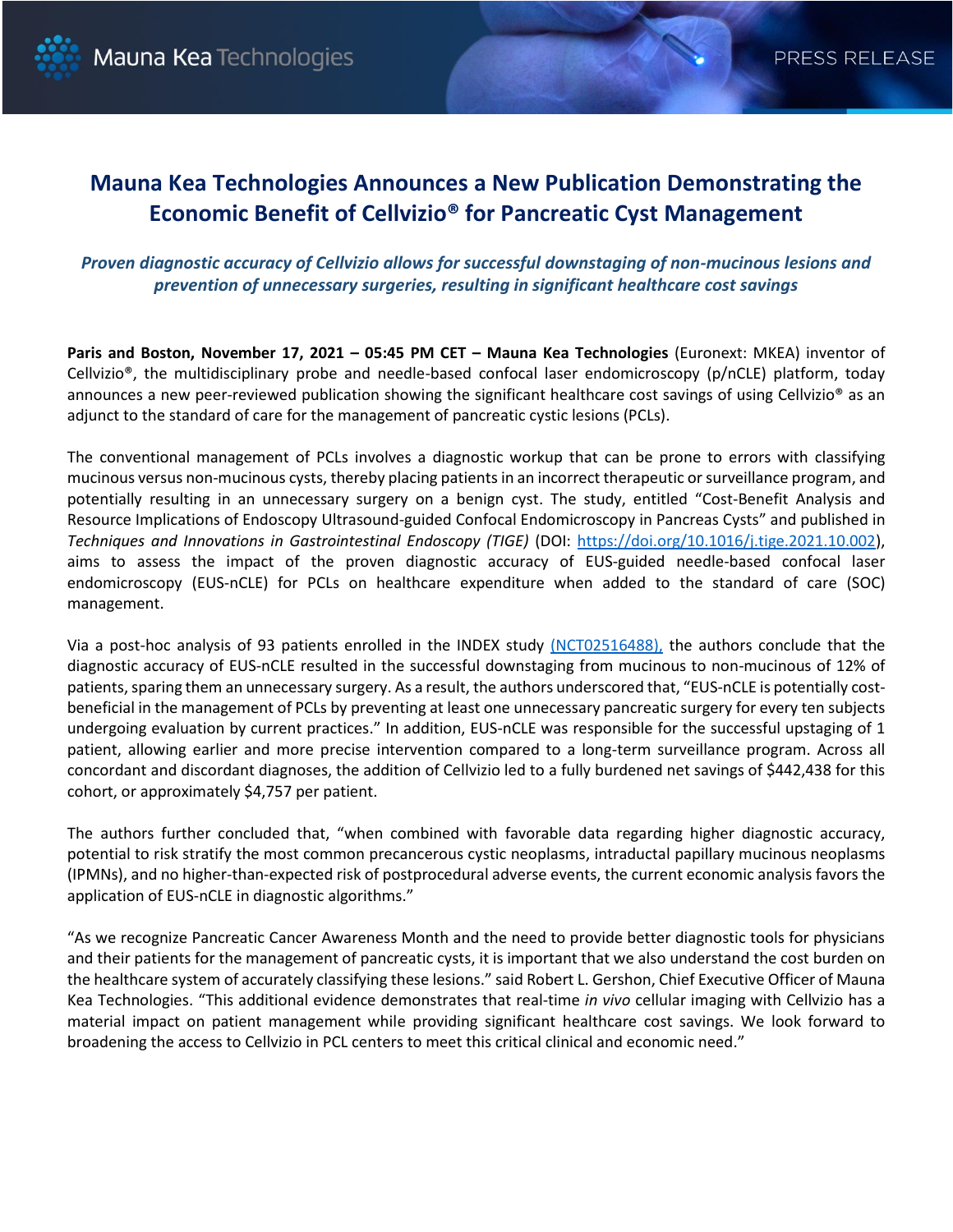# Mauna Kea Technologies Announces a New Publication Demonstrating the Economic Benefit of Cellvizio® for Pancreatic Cyst Management

*Proven diagnostic accuracy of Cellvizio allows for successful downstaging of non-mucinous lesions and prevention of unnecessary surgeries, resulting in significant healthcare cost savings*

**Paris and Boston, November 17, 2021 – 05:45 PM CET – Mauna Kea Technologies** (Euronext: MKEA) inventor of Cellvizio®, the multidisciplinary probe and needle-based confocal laser endomicroscopy (p/nCLE) platform, today announces a new peer-reviewed publication showing the significant healthcare cost savings of using Cellvizio® as an adjunct to the standard of care for the management of pancreatic cystic lesions (PCLs).

The conventional management of PCLs involves a diagnostic workup that can be prone to errors with classifying mucinous versus non-mucinous cysts, thereby placing patients in an incorrect therapeutic or surveillance program, and potentially resulting in an unnecessary surgery on a benign cyst. The study, entitled "Cost-Benefit Analysis and Resource Implications of Endoscopy Ultrasound-guided Confocal Endomicroscopy in Pancreas Cysts" and published in *Techniques and Innovations in Gastrointestinal Endoscopy (TIGE)* (DOI: https://doi.org/10.1016/j.tige.2021.10.002), aims to assess the impact of the proven diagnostic accuracy of EUS-guided needle-based confocal laser endomicroscopy (EUS-nCLE) for PCLs on healthcare expenditure when added to the standard of care (SOC) management.

Via a post-hoc analysis of 93 patients enrolled in the INDEX study (NCT02516488), the authors conclude that the diagnostic accuracy of EUS-nCLE resulted in the successful downstaging from mucinous to non-mucinous of 12% of patients, sparing them an unnecessary surgery. As a result, the authors underscored that, "EUS-nCLE is potentially cost-beneficial in the management of PCLs by preventing at least one unnecessary pancreatic surgery for every ten subjects undergoing evaluation by current practices." In addition, EUS-nCLE was responsible for the successful upstaging of 1 patient, allowing earlier and more precise intervention compared to a long-term surveillance program. Across all concordant and discordant diagnoses, the addition of Cellvizio led to a fully burdened net savings of $442,438 for this cohort, or approximately $4,757 per patient.

The authors further concluded that, "when combined with favorable data regarding higher diagnostic accuracy, potential to risk stratify the most common precancerous cystic neoplasms, intraductal papillary mucinous neoplasms (IPMNs), and no higher-than-expected risk of postprocedural adverse events, the current economic analysis favors the application of EUS-nCLE in diagnostic algorithms."

"As we recognize Pancreatic Cancer Awareness Month and the need to provide better diagnostic tools for physicians and their patients for the management of pancreatic cysts, it is important that we also understand the cost burden on the healthcare system of accurately classifying these lesions." said Robert L. Gershon, Chief Executive Officer of Mauna Kea Technologies. "This additional evidence demonstrates that real-time *in vivo* cellular imaging with Cellvizio has a material impact on patient management while providing significant healthcare cost savings. We look forward to broadening the access to Cellvizio in PCL centers to meet this critical clinical and economic need."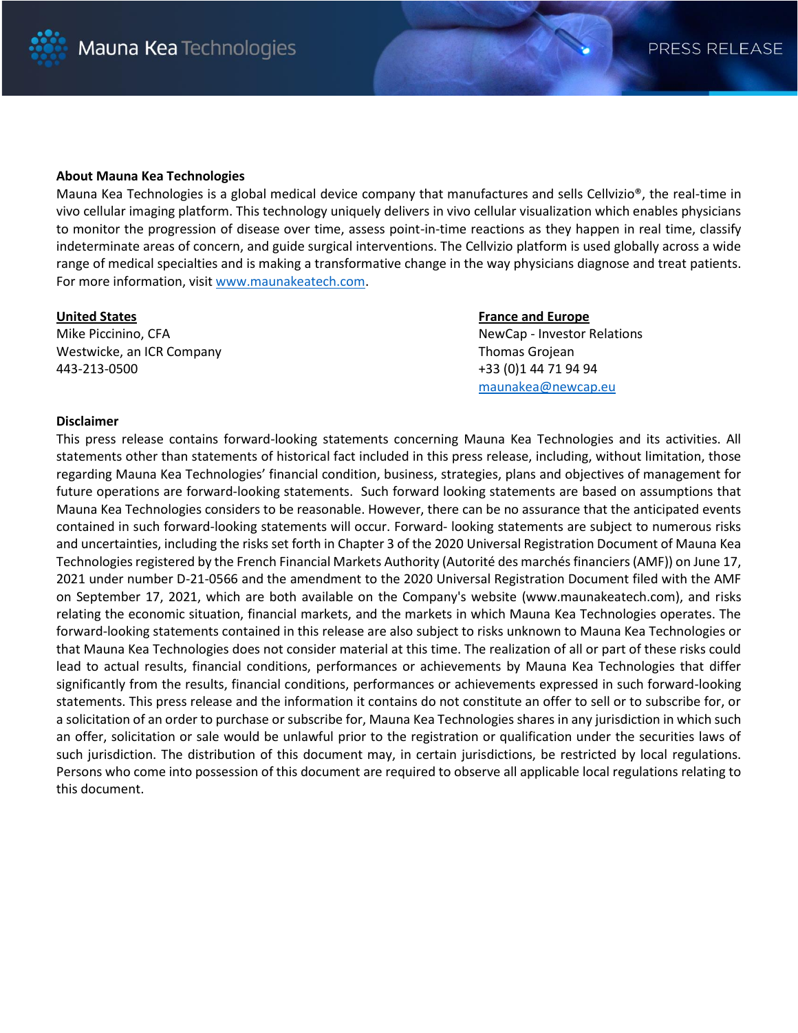**About Mauna Kea Technologies**

Mauna Kea Technologies is a global medical device company that manufactures and sells Cellvizio®, the real-time in vivo cellular imaging platform. This technology uniquely delivers in vivo cellular visualization which enables physicians to monitor the progression of disease over time, assess point-in-time reactions as they happen in real time, classify indeterminate areas of concern, and guide surgical interventions. The Cellvizio platform is used globally across a wide range of medical specialties and is making a transformative change in the way physicians diagnose and treat patients. For more information, visit www.maunakeatech.com.

**United States**
Mike Piccinino, CFA
Westwicke, an ICR Company
443-213-0500

**France and Europe**
NewCap - Investor Relations
Thomas Grojean
+33 (0)1 44 71 94 94
maunakea@newcap.eu

**Disclaimer**

This press release contains forward-looking statements concerning Mauna Kea Technologies and its activities. All statements other than statements of historical fact included in this press release, including, without limitation, those regarding Mauna Kea Technologies' financial condition, business, strategies, plans and objectives of management for future operations are forward-looking statements. Such forward looking statements are based on assumptions that Mauna Kea Technologies considers to be reasonable. However, there can be no assurance that the anticipated events contained in such forward-looking statements will occur. Forward- looking statements are subject to numerous risks and uncertainties, including the risks set forth in Chapter 3 of the 2020 Universal Registration Document of Mauna Kea Technologies registered by the French Financial Markets Authority (Autorité des marchés financiers (AMF)) on June 17, 2021 under number D-21-0566 and the amendment to the 2020 Universal Registration Document filed with the AMF on September 17, 2021, which are both available on the Company's website (www.maunakeatech.com), and risks relating the economic situation, financial markets, and the markets in which Mauna Kea Technologies operates. The forward-looking statements contained in this release are also subject to risks unknown to Mauna Kea Technologies or that Mauna Kea Technologies does not consider material at this time. The realization of all or part of these risks could lead to actual results, financial conditions, performances or achievements by Mauna Kea Technologies that differ significantly from the results, financial conditions, performances or achievements expressed in such forward-looking statements. This press release and the information it contains do not constitute an offer to sell or to subscribe for, or a solicitation of an order to purchase or subscribe for, Mauna Kea Technologies shares in any jurisdiction in which such an offer, solicitation or sale would be unlawful prior to the registration or qualification under the securities laws of such jurisdiction. The distribution of this document may, in certain jurisdictions, be restricted by local regulations. Persons who come into possession of this document are required to observe all applicable local regulations relating to this document.